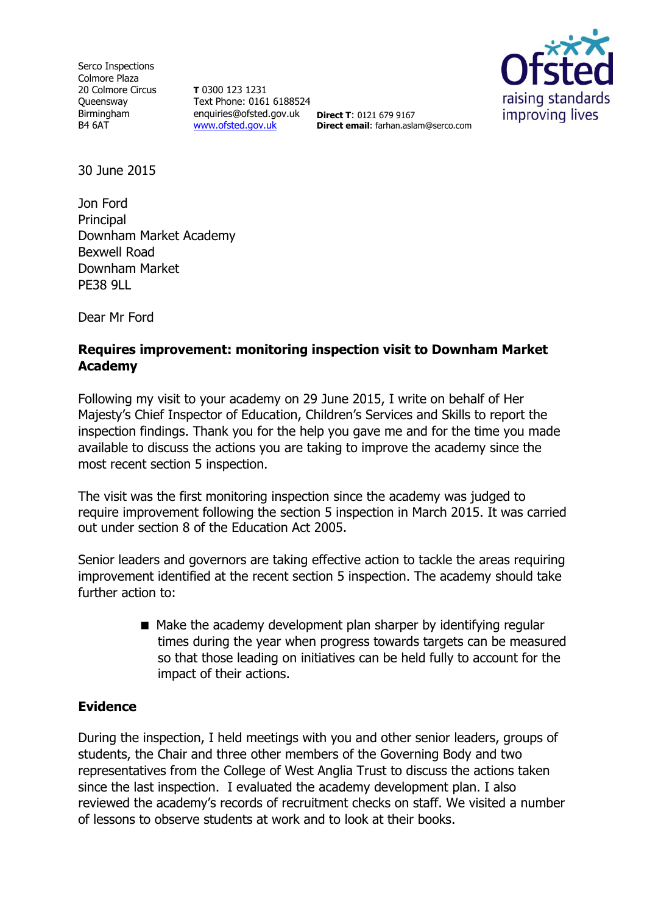Serco Inspections
Colmore Plaza
20 Colmore Circus
Queensway
Birmingham
B4 6AT

**T** 0300 123 1231
Text Phone: 0161 6188524
enquiries@ofsted.gov.uk
www.ofsted.gov.uk

**Direct T**: 0121 679 9167
**Direct email**: farhan.aslam@serco.com

Ofsted
raising standards
improving lives

30 June 2015

Jon Ford
Principal
Downham Market Academy
Bexwell Road
Downham Market
PE38 9LL

Dear Mr Ford

**Requires improvement: monitoring inspection visit to Downham Market Academy**

Following my visit to your academy on 29 June 2015, I write on behalf of Her Majesty's Chief Inspector of Education, Children's Services and Skills to report the inspection findings. Thank you for the help you gave me and for the time you made available to discuss the actions you are taking to improve the academy since the most recent section 5 inspection.

The visit was the first monitoring inspection since the academy was judged to require improvement following the section 5 inspection in March 2015. It was carried out under section 8 of the Education Act 2005.

Senior leaders and governors are taking effective action to tackle the areas requiring improvement identified at the recent section 5 inspection. The academy should take further action to:

- Make the academy development plan sharper by identifying regular times during the year when progress towards targets can be measured so that those leading on initiatives can be held fully to account for the impact of their actions.

## Evidence

During the inspection, I held meetings with you and other senior leaders, groups of students, the Chair and three other members of the Governing Body and two representatives from the College of West Anglia Trust to discuss the actions taken since the last inspection. I evaluated the academy development plan. I also reviewed the academy's records of recruitment checks on staff. We visited a number of lessons to observe students at work and to look at their books.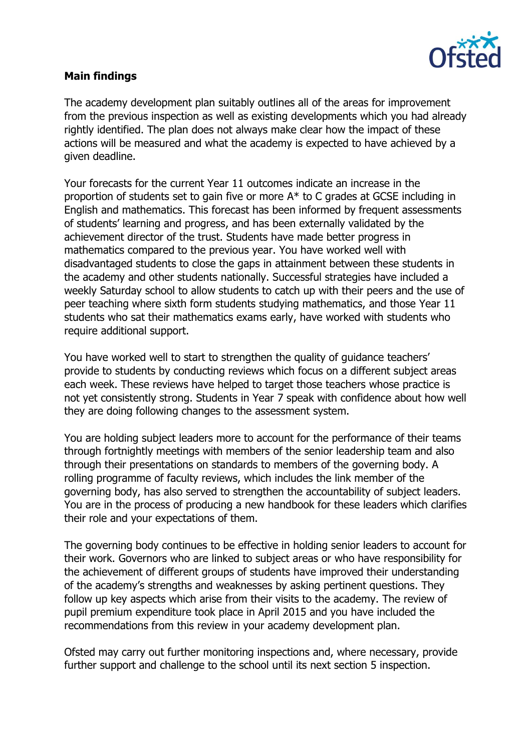**Main findings**

The academy development plan suitably outlines all of the areas for improvement from the previous inspection as well as existing developments which you had already rightly identified. The plan does not always make clear how the impact of these actions will be measured and what the academy is expected to have achieved by a given deadline.

Your forecasts for the current Year 11 outcomes indicate an increase in the proportion of students set to gain five or more A* to C grades at GCSE including in English and mathematics. This forecast has been informed by frequent assessments of students' learning and progress, and has been externally validated by the achievement director of the trust. Students have made better progress in mathematics compared to the previous year. You have worked well with disadvantaged students to close the gaps in attainment between these students in the academy and other students nationally. Successful strategies have included a weekly Saturday school to allow students to catch up with their peers and the use of peer teaching where sixth form students studying mathematics, and those Year 11 students who sat their mathematics exams early, have worked with students who require additional support.

You have worked well to start to strengthen the quality of guidance teachers' provide to students by conducting reviews which focus on a different subject areas each week. These reviews have helped to target those teachers whose practice is not yet consistently strong. Students in Year 7 speak with confidence about how well they are doing following changes to the assessment system.

You are holding subject leaders more to account for the performance of their teams through fortnightly meetings with members of the senior leadership team and also through their presentations on standards to members of the governing body. A rolling programme of faculty reviews, which includes the link member of the governing body, has also served to strengthen the accountability of subject leaders. You are in the process of producing a new handbook for these leaders which clarifies their role and your expectations of them.

The governing body continues to be effective in holding senior leaders to account for their work. Governors who are linked to subject areas or who have responsibility for the achievement of different groups of students have improved their understanding of the academy's strengths and weaknesses by asking pertinent questions. They follow up key aspects which arise from their visits to the academy. The review of pupil premium expenditure took place in April 2015 and you have included the recommendations from this review in your academy development plan.

Ofsted may carry out further monitoring inspections and, where necessary, provide further support and challenge to the school until its next section 5 inspection.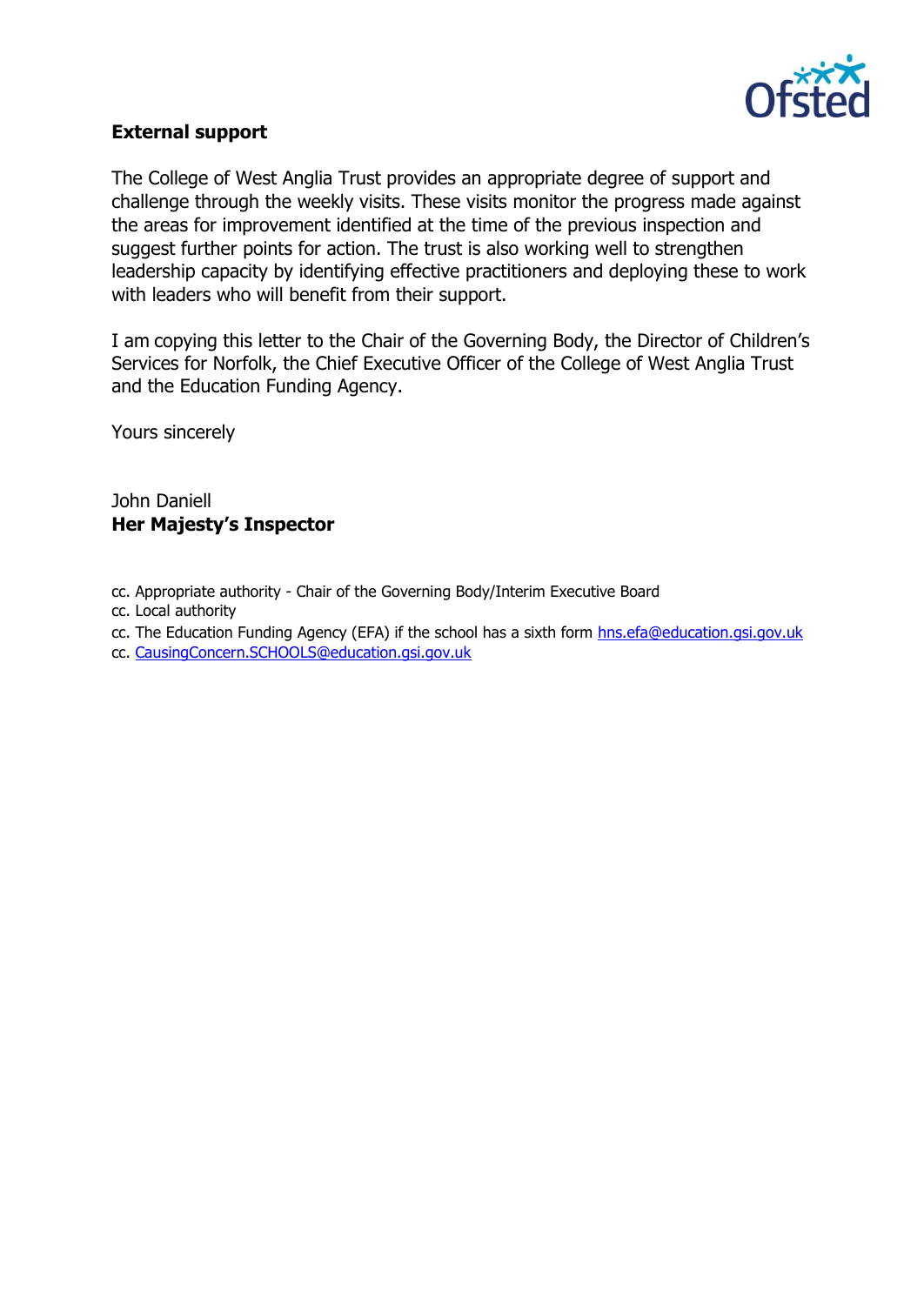## External support

The College of West Anglia Trust provides an appropriate degree of support and challenge through the weekly visits. These visits monitor the progress made against the areas for improvement identified at the time of the previous inspection and suggest further points for action. The trust is also working well to strengthen leadership capacity by identifying effective practitioners and deploying these to work with leaders who will benefit from their support.

I am copying this letter to the Chair of the Governing Body, the Director of Children's Services for Norfolk, the Chief Executive Officer of the College of West Anglia Trust and the Education Funding Agency.

Yours sincerely

John Daniell
**Her Majesty's Inspector**

cc. Appropriate authority - Chair of the Governing Body/Interim Executive Board
cc. Local authority
cc. The Education Funding Agency (EFA) if the school has a sixth form hns.efa@education.gsi.gov.uk
cc. CausingConcern.SCHOOLS@education.gsi.gov.uk